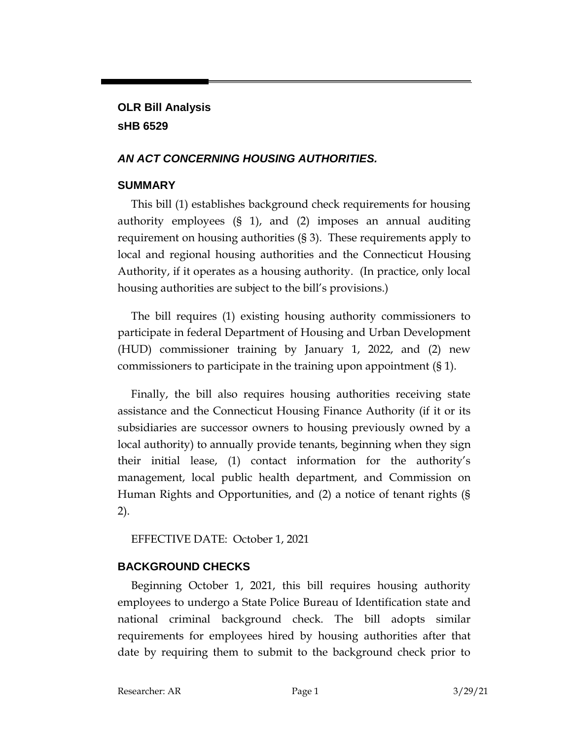**OLR Bill Analysis**
**sHB 6529**

## *AN ACT CONCERNING HOUSING AUTHORITIES.*

### SUMMARY

This bill (1) establishes background check requirements for housing authority employees (§ 1), and (2) imposes an annual auditing requirement on housing authorities (§ 3). These requirements apply to local and regional housing authorities and the Connecticut Housing Authority, if it operates as a housing authority. (In practice, only local housing authorities are subject to the bill's provisions.)

The bill requires (1) existing housing authority commissioners to participate in federal Department of Housing and Urban Development (HUD) commissioner training by January 1, 2022, and (2) new commissioners to participate in the training upon appointment (§ 1).

Finally, the bill also requires housing authorities receiving state assistance and the Connecticut Housing Finance Authority (if it or its subsidiaries are successor owners to housing previously owned by a local authority) to annually provide tenants, beginning when they sign their initial lease, (1) contact information for the authority's management, local public health department, and Commission on Human Rights and Opportunities, and (2) a notice of tenant rights (§ 2).

EFFECTIVE DATE: October 1, 2021

### BACKGROUND CHECKS

Beginning October 1, 2021, this bill requires housing authority employees to undergo a State Police Bureau of Identification state and national criminal background check. The bill adopts similar requirements for employees hired by housing authorities after that date by requiring them to submit to the background check prior to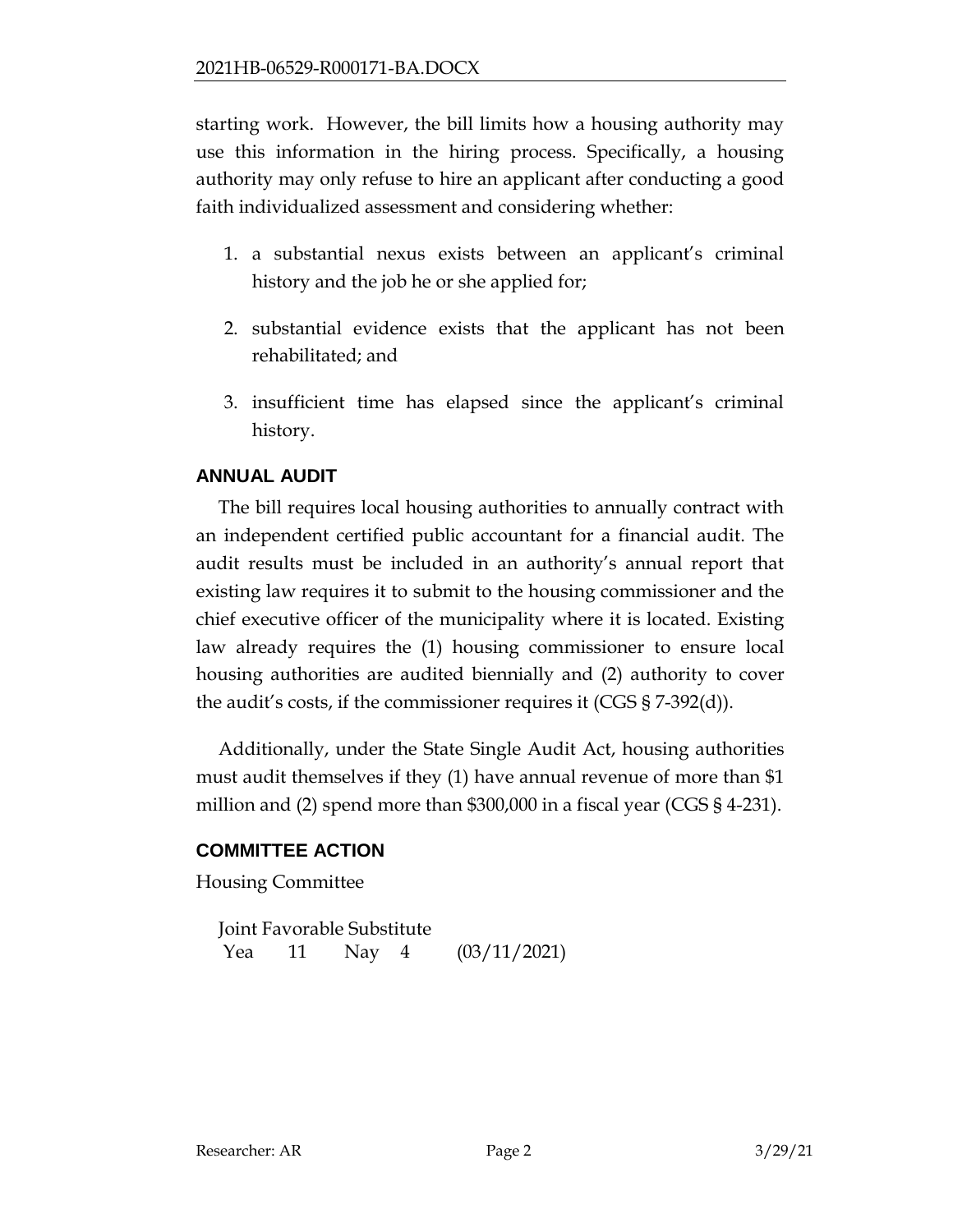starting work. However, the bill limits how a housing authority may use this information in the hiring process. Specifically, a housing authority may only refuse to hire an applicant after conducting a good faith individualized assessment and considering whether:

1. a substantial nexus exists between an applicant's criminal history and the job he or she applied for;
2. substantial evidence exists that the applicant has not been rehabilitated; and
3. insufficient time has elapsed since the applicant's criminal history.

## ANNUAL AUDIT

The bill requires local housing authorities to annually contract with an independent certified public accountant for a financial audit. The audit results must be included in an authority's annual report that existing law requires it to submit to the housing commissioner and the chief executive officer of the municipality where it is located. Existing law already requires the (1) housing commissioner to ensure local housing authorities are audited biennially and (2) authority to cover the audit's costs, if the commissioner requires it (CGS § 7-392(d)).

Additionally, under the State Single Audit Act, housing authorities must audit themselves if they (1) have annual revenue of more than $1 million and (2) spend more than $300,000 in a fiscal year (CGS § 4-231).

## COMMITTEE ACTION

Housing Committee

| | | | | |
|---|---|---|---|---|
| Joint Favorable Substitute | | | | |
| Yea | 11 | Nay | 4 | (03/11/2021) |